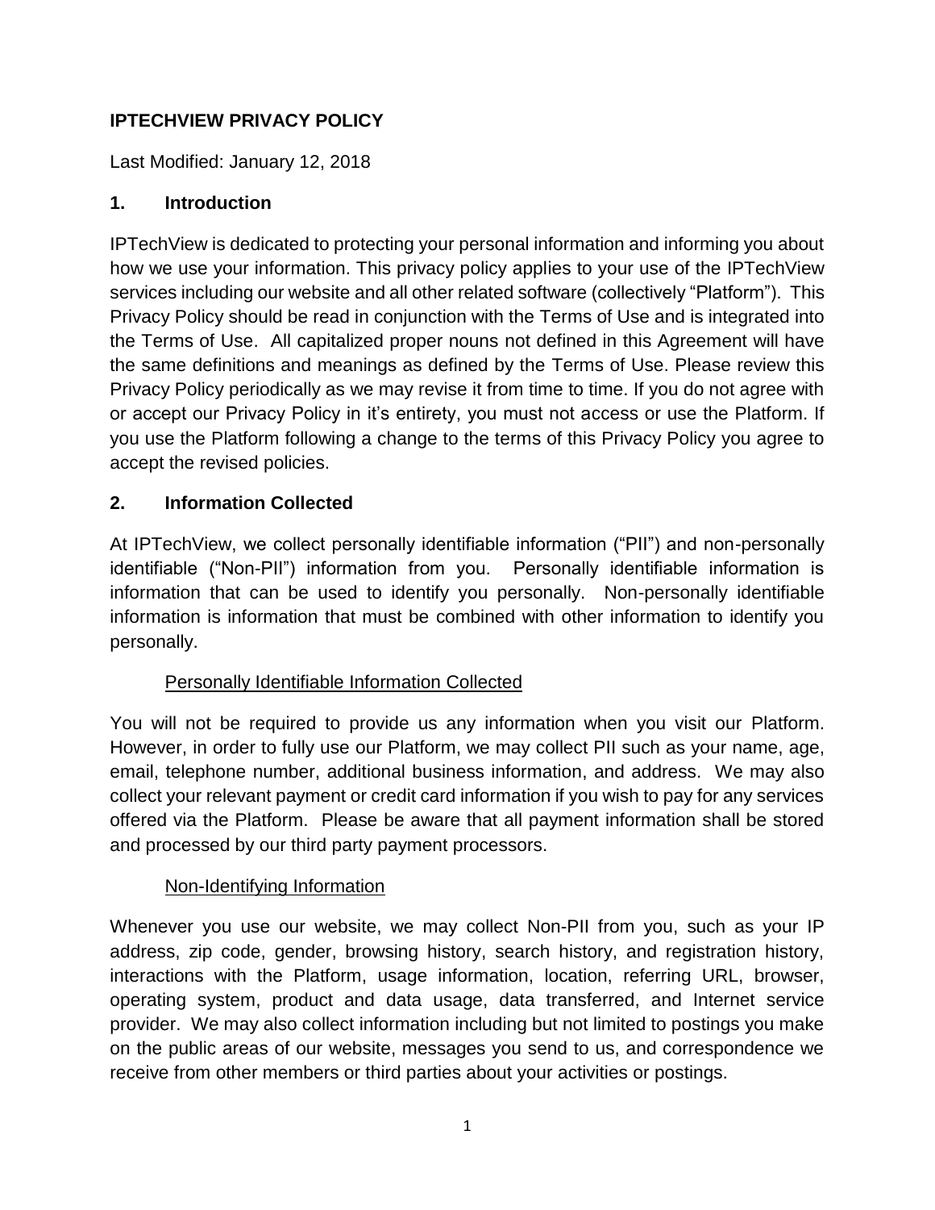# IPTECHVIEW PRIVACY POLICY

Last Modified: January 12, 2018

## 1. Introduction

IPTechView is dedicated to protecting your personal information and informing you about how we use your information. This privacy policy applies to your use of the IPTechView services including our website and all other related software (collectively "Platform"). This Privacy Policy should be read in conjunction with the Terms of Use and is integrated into the Terms of Use. All capitalized proper nouns not defined in this Agreement will have the same definitions and meanings as defined by the Terms of Use. Please review this Privacy Policy periodically as we may revise it from time to time. If you do not agree with or accept our Privacy Policy in it's entirety, you must not access or use the Platform. If you use the Platform following a change to the terms of this Privacy Policy you agree to accept the revised policies.

## 2. Information Collected

At IPTechView, we collect personally identifiable information ("PII") and non-personally identifiable ("Non-PII") information from you. Personally identifiable information is information that can be used to identify you personally. Non-personally identifiable information is information that must be combined with other information to identify you personally.

### Personally Identifiable Information Collected

You will not be required to provide us any information when you visit our Platform. However, in order to fully use our Platform, we may collect PII such as your name, age, email, telephone number, additional business information, and address. We may also collect your relevant payment or credit card information if you wish to pay for any services offered via the Platform. Please be aware that all payment information shall be stored and processed by our third party payment processors.

### Non-Identifying Information

Whenever you use our website, we may collect Non-PII from you, such as your IP address, zip code, gender, browsing history, search history, and registration history, interactions with the Platform, usage information, location, referring URL, browser, operating system, product and data usage, data transferred, and Internet service provider. We may also collect information including but not limited to postings you make on the public areas of our website, messages you send to us, and correspondence we receive from other members or third parties about your activities or postings.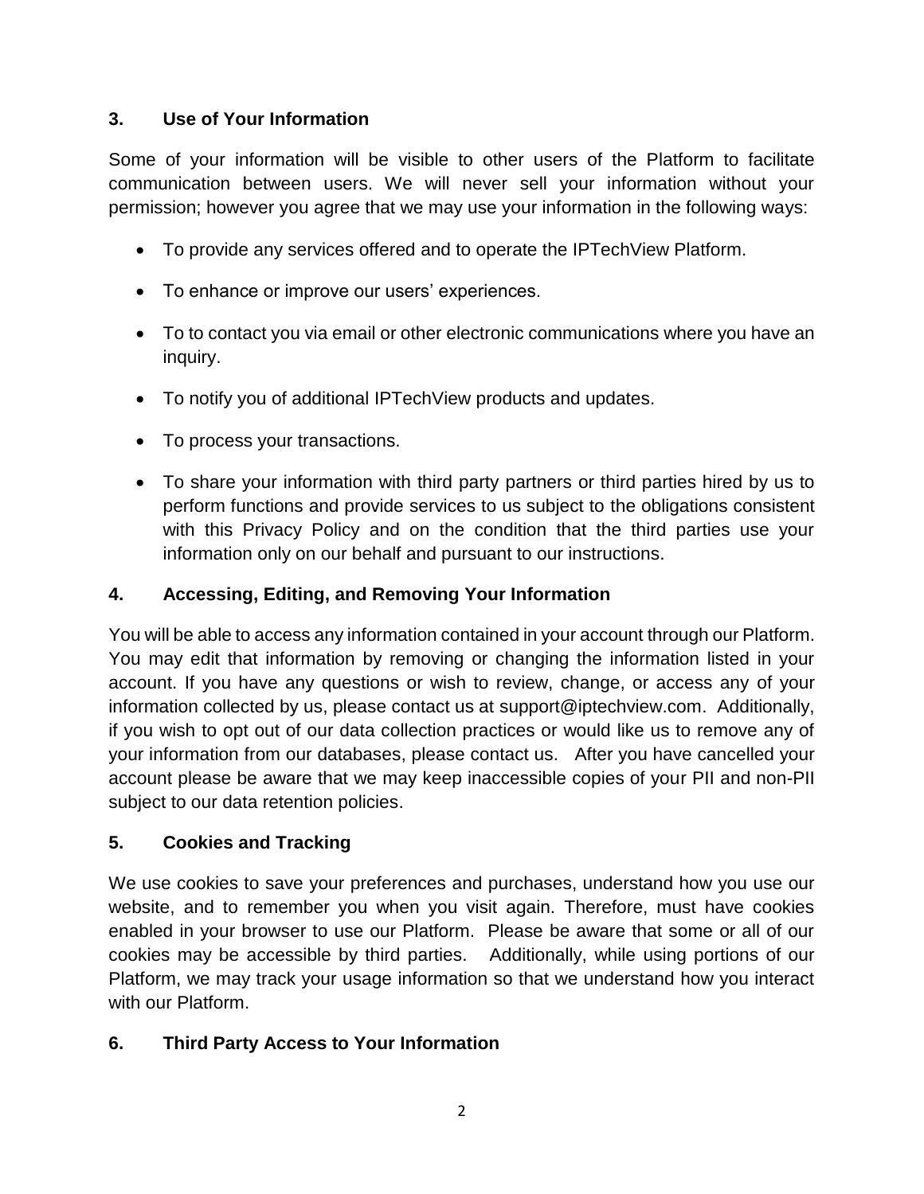## 3. Use of Your Information

Some of your information will be visible to other users of the Platform to facilitate communication between users. We will never sell your information without your permission; however you agree that we may use your information in the following ways:

- To provide any services offered and to operate the IPTechView Platform.
- To enhance or improve our users' experiences.
- To to contact you via email or other electronic communications where you have an inquiry.
- To notify you of additional IPTechView products and updates.
- To process your transactions.
- To share your information with third party partners or third parties hired by us to perform functions and provide services to us subject to the obligations consistent with this Privacy Policy and on the condition that the third parties use your information only on our behalf and pursuant to our instructions.

## 4. Accessing, Editing, and Removing Your Information

You will be able to access any information contained in your account through our Platform. You may edit that information by removing or changing the information listed in your account. If you have any questions or wish to review, change, or access any of your information collected by us, please contact us at support@iptechview.com. Additionally, if you wish to opt out of our data collection practices or would like us to remove any of your information from our databases, please contact us. After you have cancelled your account please be aware that we may keep inaccessible copies of your PII and non-PII subject to our data retention policies.

## 5. Cookies and Tracking

We use cookies to save your preferences and purchases, understand how you use our website, and to remember you when you visit again. Therefore, must have cookies enabled in your browser to use our Platform. Please be aware that some or all of our cookies may be accessible by third parties. Additionally, while using portions of our Platform, we may track your usage information so that we understand how you interact with our Platform.

## 6. Third Party Access to Your Information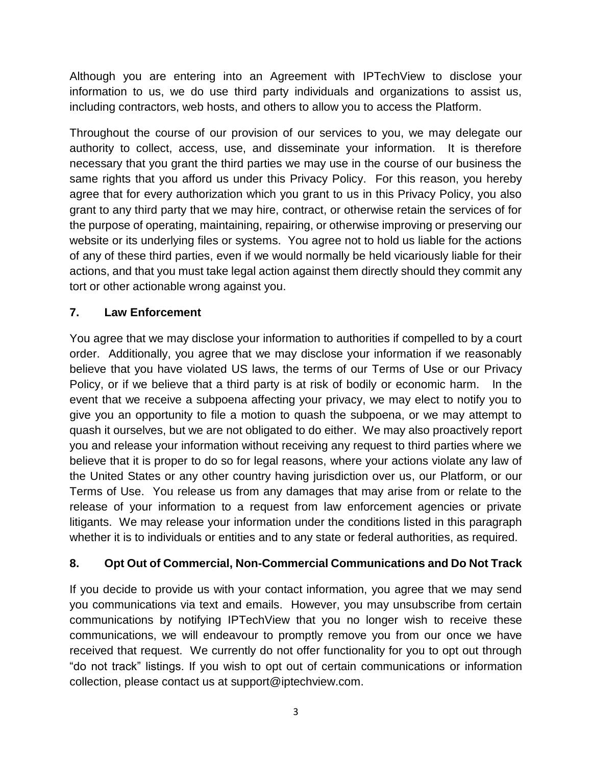Although you are entering into an Agreement with IPTechView to disclose your information to us, we do use third party individuals and organizations to assist us, including contractors, web hosts, and others to allow you to access the Platform.

Throughout the course of our provision of our services to you, we may delegate our authority to collect, access, use, and disseminate your information. It is therefore necessary that you grant the third parties we may use in the course of our business the same rights that you afford us under this Privacy Policy. For this reason, you hereby agree that for every authorization which you grant to us in this Privacy Policy, you also grant to any third party that we may hire, contract, or otherwise retain the services of for the purpose of operating, maintaining, repairing, or otherwise improving or preserving our website or its underlying files or systems. You agree not to hold us liable for the actions of any of these third parties, even if we would normally be held vicariously liable for their actions, and that you must take legal action against them directly should they commit any tort or other actionable wrong against you.

## 7. Law Enforcement

You agree that we may disclose your information to authorities if compelled to by a court order. Additionally, you agree that we may disclose your information if we reasonably believe that you have violated US laws, the terms of our Terms of Use or our Privacy Policy, or if we believe that a third party is at risk of bodily or economic harm. In the event that we receive a subpoena affecting your privacy, we may elect to notify you to give you an opportunity to file a motion to quash the subpoena, or we may attempt to quash it ourselves, but we are not obligated to do either. We may also proactively report you and release your information without receiving any request to third parties where we believe that it is proper to do so for legal reasons, where your actions violate any law of the United States or any other country having jurisdiction over us, our Platform, or our Terms of Use. You release us from any damages that may arise from or relate to the release of your information to a request from law enforcement agencies or private litigants. We may release your information under the conditions listed in this paragraph whether it is to individuals or entities and to any state or federal authorities, as required.

## 8. Opt Out of Commercial, Non-Commercial Communications and Do Not Track

If you decide to provide us with your contact information, you agree that we may send you communications via text and emails. However, you may unsubscribe from certain communications by notifying IPTechView that you no longer wish to receive these communications, we will endeavour to promptly remove you from our once we have received that request. We currently do not offer functionality for you to opt out through "do not track" listings. If you wish to opt out of certain communications or information collection, please contact us at support@iptechview.com.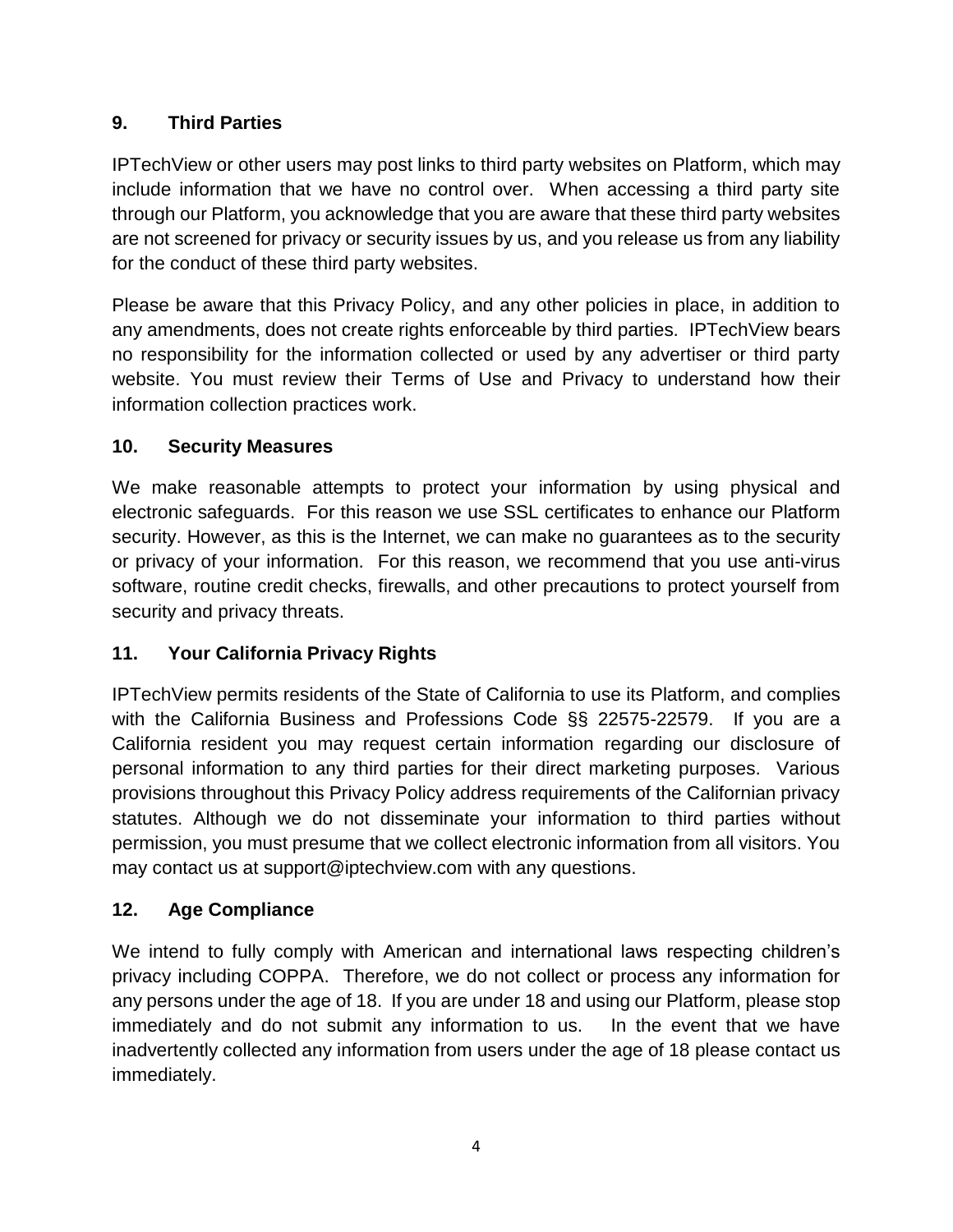## 9. Third Parties

IPTechView or other users may post links to third party websites on Platform, which may include information that we have no control over. When accessing a third party site through our Platform, you acknowledge that you are aware that these third party websites are not screened for privacy or security issues by us, and you release us from any liability for the conduct of these third party websites.

Please be aware that this Privacy Policy, and any other policies in place, in addition to any amendments, does not create rights enforceable by third parties. IPTechView bears no responsibility for the information collected or used by any advertiser or third party website. You must review their Terms of Use and Privacy to understand how their information collection practices work.

## 10. Security Measures

We make reasonable attempts to protect your information by using physical and electronic safeguards. For this reason we use SSL certificates to enhance our Platform security. However, as this is the Internet, we can make no guarantees as to the security or privacy of your information. For this reason, we recommend that you use anti-virus software, routine credit checks, firewalls, and other precautions to protect yourself from security and privacy threats.

## 11. Your California Privacy Rights

IPTechView permits residents of the State of California to use its Platform, and complies with the California Business and Professions Code §§ 22575-22579. If you are a California resident you may request certain information regarding our disclosure of personal information to any third parties for their direct marketing purposes. Various provisions throughout this Privacy Policy address requirements of the Californian privacy statutes. Although we do not disseminate your information to third parties without permission, you must presume that we collect electronic information from all visitors. You may contact us at support@iptechview.com with any questions.

## 12. Age Compliance

We intend to fully comply with American and international laws respecting children's privacy including COPPA. Therefore, we do not collect or process any information for any persons under the age of 18. If you are under 18 and using our Platform, please stop immediately and do not submit any information to us. In the event that we have inadvertently collected any information from users under the age of 18 please contact us immediately.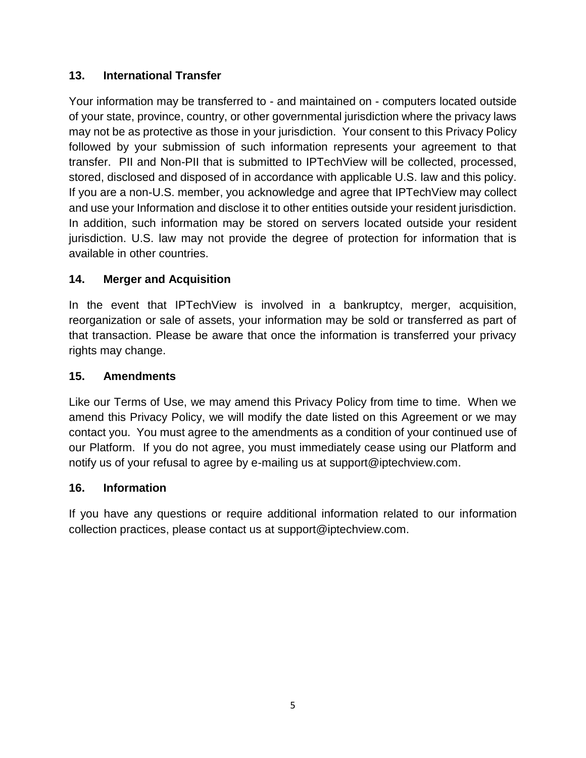## 13. International Transfer

Your information may be transferred to - and maintained on - computers located outside of your state, province, country, or other governmental jurisdiction where the privacy laws may not be as protective as those in your jurisdiction. Your consent to this Privacy Policy followed by your submission of such information represents your agreement to that transfer. PII and Non-PII that is submitted to IPTechView will be collected, processed, stored, disclosed and disposed of in accordance with applicable U.S. law and this policy. If you are a non-U.S. member, you acknowledge and agree that IPTechView may collect and use your Information and disclose it to other entities outside your resident jurisdiction. In addition, such information may be stored on servers located outside your resident jurisdiction. U.S. law may not provide the degree of protection for information that is available in other countries.

## 14. Merger and Acquisition

In the event that IPTechView is involved in a bankruptcy, merger, acquisition, reorganization or sale of assets, your information may be sold or transferred as part of that transaction. Please be aware that once the information is transferred your privacy rights may change.

## 15. Amendments

Like our Terms of Use, we may amend this Privacy Policy from time to time. When we amend this Privacy Policy, we will modify the date listed on this Agreement or we may contact you. You must agree to the amendments as a condition of your continued use of our Platform. If you do not agree, you must immediately cease using our Platform and notify us of your refusal to agree by e-mailing us at support@iptechview.com.

## 16. Information

If you have any questions or require additional information related to our information collection practices, please contact us at support@iptechview.com.